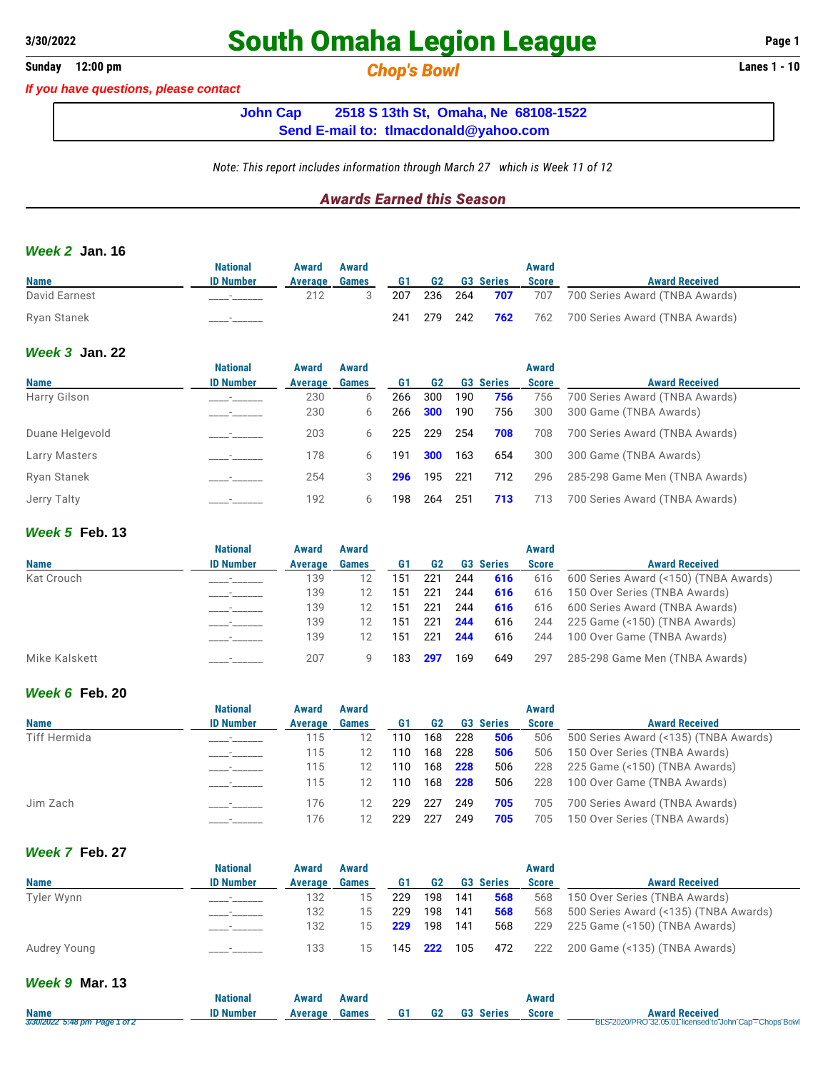# South Omaha Legion League

**3/30/2022**

**Sunday 12:00 pm**

## *Chop's Bowl*

**Lanes 1 - 10**

*If you have questions, please contact*

**John Cap 2518 S 13th St, Omaha, Ne 68108-1522**
**Send E-mail to: tlmacdonald@yahoo.com**

*Note: This report includes information through March 27 which is Week 11 of 12*

## *Awards Earned this Season*

### *Week 2* Jan. 16

| Name | National ID Number | Award Average | Award Games | G1 | G2 | G3 | Series | Award Score | Award Received |
|---|---|---|---|---|---|---|---|---|---|
| David Earnest | ____-______ | 212 | 3 | 207 | 236 | 264 | **707** | 707 | 700 Series Award (TNBA Awards) |
| Ryan Stanek | ____-______ | | | 241 | 279 | 242 | **762** | 762 | 700 Series Award (TNBA Awards) |

### *Week 3* Jan. 22

| Name | National ID Number | Award Average | Award Games | G1 | G2 | G3 | Series | Award Score | Award Received |
|---|---|---|---|---|---|---|---|---|---|
| Harry Gilson | ____-______ | 230 | 6 | 266 | 300 | 190 | **756** | 756 | 700 Series Award (TNBA Awards) |
| | ____-______ | 230 | 6 | 266 | **300** | 190 | 756 | 300 | 300 Game (TNBA Awards) |
| Duane Helgevold | ____-______ | 203 | 6 | 225 | 229 | 254 | **708** | 708 | 700 Series Award (TNBA Awards) |
| Larry Masters | ____-______ | 178 | 6 | 191 | **300** | 163 | 654 | 300 | 300 Game (TNBA Awards) |
| Ryan Stanek | ____-______ | 254 | 3 | **296** | 195 | 221 | 712 | 296 | 285-298 Game Men (TNBA Awards) |
| Jerry Talty | ____-______ | 192 | 6 | 198 | 264 | 251 | **713** | 713 | 700 Series Award (TNBA Awards) |

### *Week 5* Feb. 13

| Name | National ID Number | Award Average | Award Games | G1 | G2 | G3 | Series | Award Score | Award Received |
|---|---|---|---|---|---|---|---|---|---|
| Kat Crouch | ____-______ | 139 | 12 | 151 | 221 | 244 | **616** | 616 | 600 Series Award (<150) (TNBA Awards) |
| | ____-______ | 139 | 12 | 151 | 221 | 244 | **616** | 616 | 150 Over Series (TNBA Awards) |
| | ____-______ | 139 | 12 | 151 | 221 | 244 | **616** | 616 | 600 Series Award (TNBA Awards) |
| | ____-______ | 139 | 12 | 151 | 221 | **244** | 616 | 244 | 225 Game (<150) (TNBA Awards) |
| | ____-______ | 139 | 12 | 151 | 221 | **244** | 616 | 244 | 100 Over Game (TNBA Awards) |
| Mike Kalskett | ____-______ | 207 | 9 | 183 | **297** | 169 | 649 | 297 | 285-298 Game Men (TNBA Awards) |

### *Week 6* Feb. 20

| Name | National ID Number | Award Average | Award Games | G1 | G2 | G3 | Series | Award Score | Award Received |
|---|---|---|---|---|---|---|---|---|---|
| Tiff Hermida | ____-______ | 115 | 12 | 110 | 168 | 228 | **506** | 506 | 500 Series Award (<135) (TNBA Awards) |
| | ____-______ | 115 | 12 | 110 | 168 | 228 | **506** | 506 | 150 Over Series (TNBA Awards) |
| | ____-______ | 115 | 12 | 110 | 168 | **228** | 506 | 228 | 225 Game (<150) (TNBA Awards) |
| | ____-______ | 115 | 12 | 110 | 168 | **228** | 506 | 228 | 100 Over Game (TNBA Awards) |
| Jim Zach | ____-______ | 176 | 12 | 229 | 227 | 249 | **705** | 705 | 700 Series Award (TNBA Awards) |
| | ____-______ | 176 | 12 | 229 | 227 | 249 | **705** | 705 | 150 Over Series (TNBA Awards) |

### *Week 7* Feb. 27

| Name | National ID Number | Award Average | Award Games | G1 | G2 | G3 | Series | Award Score | Award Received |
|---|---|---|---|---|---|---|---|---|---|
| Tyler Wynn | ____-______ | 132 | 15 | 229 | 198 | 141 | **568** | 568 | 150 Over Series (TNBA Awards) |
| | ____-______ | 132 | 15 | 229 | 198 | 141 | **568** | 568 | 500 Series Award (<135) (TNBA Awards) |
| | ____-______ | 132 | 15 | **229** | 198 | 141 | 568 | 229 | 225 Game (<150) (TNBA Awards) |
| Audrey Young | ____-______ | 133 | 15 | 145 | **222** | 105 | 472 | 222 | 200 Game (<135) (TNBA Awards) |

### *Week 9* Mar. 13

| Name | National ID Number | Award Average | Award Games | G1 | G2 | G3 | Series | Award Score | Award Received |
|---|---|---|---|---|---|---|---|---|---|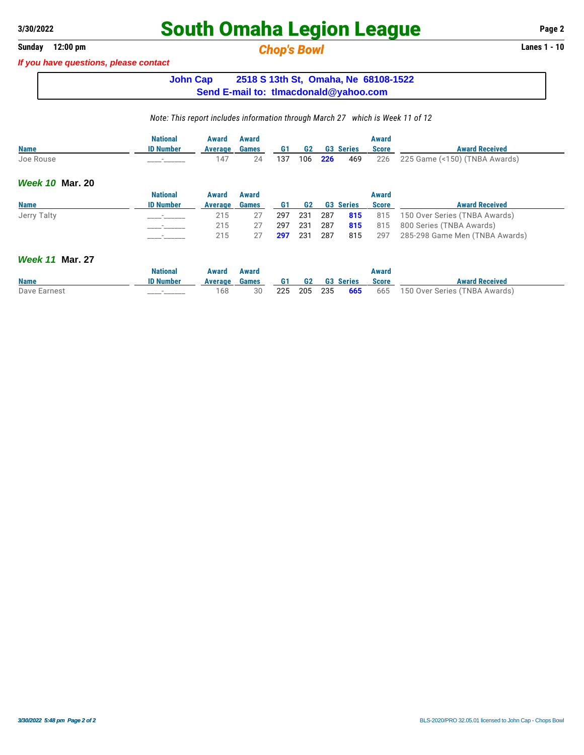# South Omaha Legion League

3/30/2022

Sunday 12:00 pm

*Chop's Bowl*

Lanes 1 - 10

*If you have questions, please contact*

**John Cap 2518 S 13th St, Omaha, Ne 68108-1522**
**Send E-mail to: tlmacdonald@yahoo.com**

*Note: This report includes information through March 27 which is Week 11 of 12*

| Name | National ID Number | Award Average | Award Games | G1 | G2 | G3 | Series | Award Score | Award Received |
|---|---|---|---|---|---|---|---|---|---|
| Joe Rouse | ____-______ | 147 | 24 | 137 | 106 | **226** | 469 | 226 | 225 Game (<150) (TNBA Awards) |

## *Week 10* Mar. 20

| Name | National ID Number | Award Average | Award Games | G1 | G2 | G3 | Series | Award Score | Award Received |
|---|---|---|---|---|---|---|---|---|---|
| Jerry Talty | ____-______ | 215 | 27 | 297 | 231 | 287 | **815** | 815 | 150 Over Series (TNBA Awards) |
| | ____-______ | 215 | 27 | 297 | 231 | 287 | **815** | 815 | 800 Series (TNBA Awards) |
| | ____-______ | 215 | 27 | **297** | 231 | 287 | 815 | 297 | 285-298 Game Men (TNBA Awards) |

## *Week 11* Mar. 27

| Name | National ID Number | Award Average | Award Games | G1 | G2 | G3 | Series | Award Score | Award Received |
|---|---|---|---|---|---|---|---|---|---|
| Dave Earnest | ____-______ | 168 | 30 | 225 | 205 | 235 | **665** | 665 | 150 Over Series (TNBA Awards) |

BLS-2020/PRO 32.05.01 licensed to John Cap - Chops Bowl